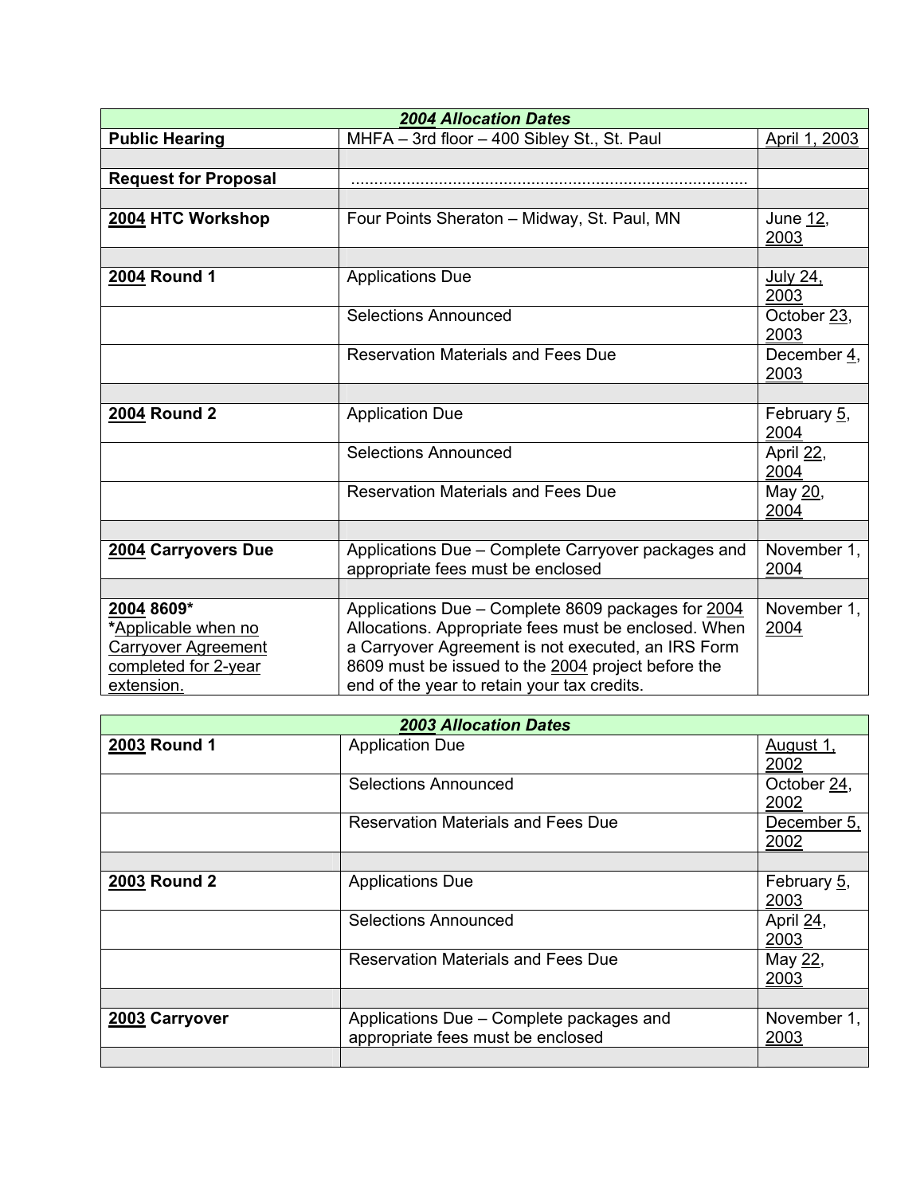| *2004 Allocation Dates* | | |
|---|---|---|
| **Public Hearing** | MHFA – 3rd floor – 400 Sibley St., St. Paul | April 1, 2003 |
| | | |
| **Request for Proposal** | ..................................................................................... | |
| | | |
| **2004 HTC Workshop** | Four Points Sheraton – Midway, St. Paul, MN | June 12, 2003 |
| | | |
| **2004 Round 1** | Applications Due | July 24, 2003 |
| | Selections Announced | October 23, 2003 |
| | Reservation Materials and Fees Due | December 4, 2003 |
| | | |
| **2004 Round 2** | Application Due | February 5, 2004 |
| | Selections Announced | April 22, 2004 |
| | Reservation Materials and Fees Due | May 20, 2004 |
| | | |
| **2004 Carryovers Due** | Applications Due – Complete Carryover packages and appropriate fees must be enclosed | November 1, 2004 |
| | | |
| **2004 8609*** *Applicable when no Carryover Agreement completed for 2-year extension. | Applications Due – Complete 8609 packages for 2004 Allocations. Appropriate fees must be enclosed. When a Carryover Agreement is not executed, an IRS Form 8609 must be issued to the 2004 project before the end of the year to retain your tax credits. | November 1, 2004 |

| *2003 Allocation Dates* | | |
|---|---|---|
| **2003 Round 1** | Application Due | August 1, 2002 |
| | Selections Announced | October 24, 2002 |
| | Reservation Materials and Fees Due | December 5, 2002 |
| | | |
| **2003 Round 2** | Applications Due | February 5, 2003 |
| | Selections Announced | April 24, 2003 |
| | Reservation Materials and Fees Due | May 22, 2003 |
| | | |
| **2003 Carryover** | Applications Due – Complete packages and appropriate fees must be enclosed | November 1, 2003 |
| | | |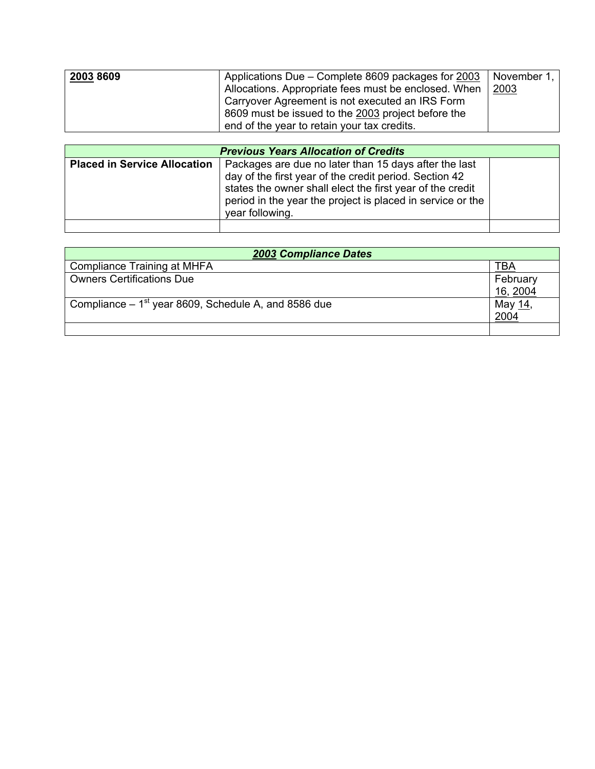| | | |
|---|---|---|
| **2003 8609** | Applications Due – Complete 8609 packages for 2003 Allocations. Appropriate fees must be enclosed. When Carryover Agreement is not executed an IRS Form 8609 must be issued to the 2003 project before the end of the year to retain your tax credits. | November 1, 2003 |

| ***Previous Years Allocation of Credits*** | | |
|---|---|---|
| **Placed in Service Allocation** | Packages are due no later than 15 days after the last day of the first year of the credit period. Section 42 states the owner shall elect the first year of the credit period in the year the project is placed in service or the year following. | |
| | | |

| ***2003 Compliance Dates*** | |
|---|---|
| Compliance Training at MHFA | TBA |
| Owners Certifications Due | February 16, 2004 |
| Compliance – 1st year 8609, Schedule A, and 8586 due | May 14, 2004 |
| | |